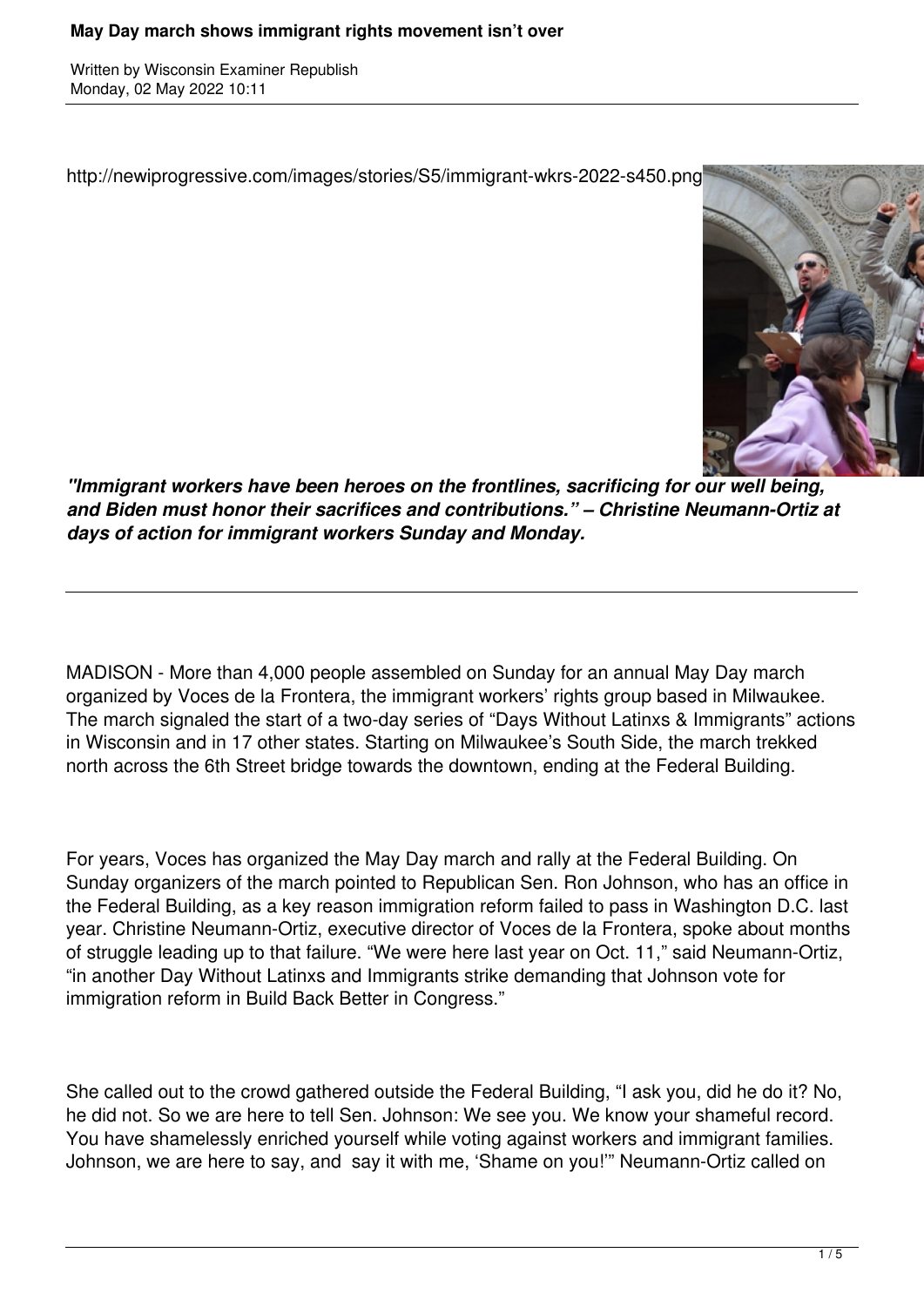# May Day march shows immigrant rights movement isn't over

Written by Wisconsin Examiner Republish
Monday, 02 May 2022 10:11

http://newiprogressive.com/images/stories/S5/immigrant-wkrs-2022-s450.png

***"Immigrant workers have been heroes on the frontlines, sacrificing for our well being, and Biden must honor their sacrifices and contributions." – Christine Neumann-Ortiz at days of action for immigrant workers Sunday and Monday.***

---

MADISON - More than 4,000 people assembled on Sunday for an annual May Day march organized by Voces de la Frontera, the immigrant workers' rights group based in Milwaukee. The march signaled the start of a two-day series of "Days Without Latinxs & Immigrants" actions in Wisconsin and in 17 other states. Starting on Milwaukee's South Side, the march trekked north across the 6th Street bridge towards the downtown, ending at the Federal Building.

For years, Voces has organized the May Day march and rally at the Federal Building. On Sunday organizers of the march pointed to Republican Sen. Ron Johnson, who has an office in the Federal Building, as a key reason immigration reform failed to pass in Washington D.C. last year. Christine Neumann-Ortiz, executive director of Voces de la Frontera, spoke about months of struggle leading up to that failure. "We were here last year on Oct. 11," said Neumann-Ortiz, "in another Day Without Latinxs and Immigrants strike demanding that Johnson vote for immigration reform in Build Back Better in Congress."

She called out to the crowd gathered outside the Federal Building, "I ask you, did he do it? No, he did not. So we are here to tell Sen. Johnson: We see you. We know your shameful record. You have shamelessly enriched yourself while voting against workers and immigrant families. Johnson, we are here to say, and say it with me, 'Shame on you!'" Neumann-Ortiz called on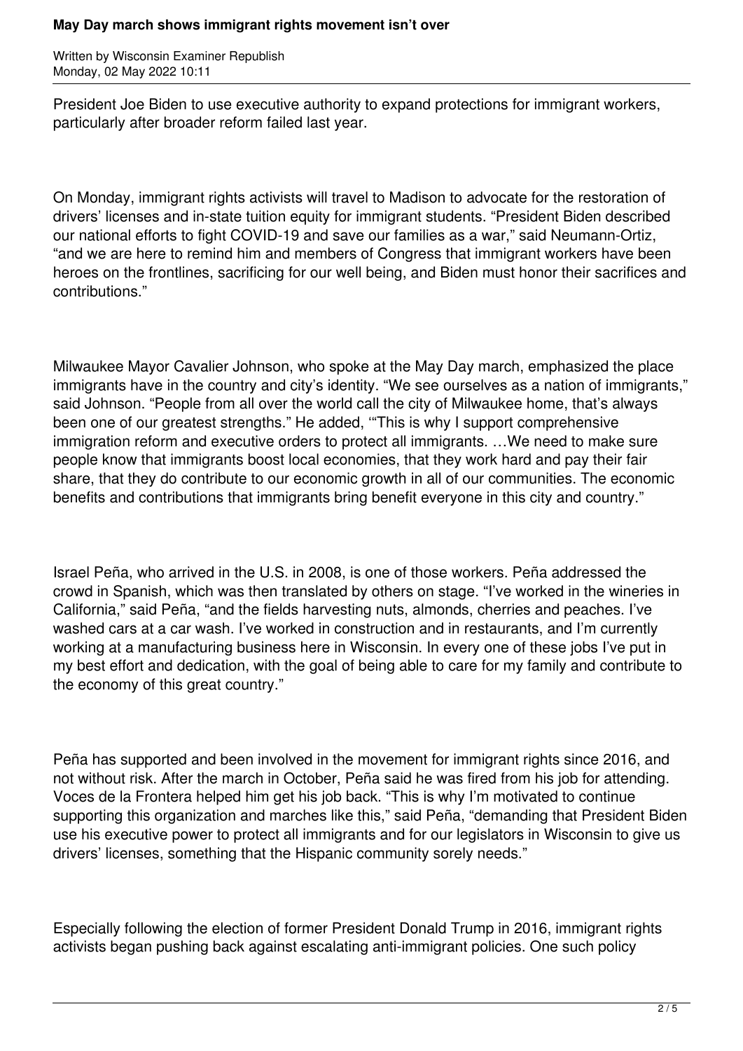President Joe Biden to use executive authority to expand protections for immigrant workers, particularly after broader reform failed last year.

On Monday, immigrant rights activists will travel to Madison to advocate for the restoration of drivers' licenses and in-state tuition equity for immigrant students. "President Biden described our national efforts to fight COVID-19 and save our families as a war," said Neumann-Ortiz, "and we are here to remind him and members of Congress that immigrant workers have been heroes on the frontlines, sacrificing for our well being, and Biden must honor their sacrifices and contributions."

Milwaukee Mayor Cavalier Johnson, who spoke at the May Day march, emphasized the place immigrants have in the country and city's identity. "We see ourselves as a nation of immigrants," said Johnson. "People from all over the world call the city of Milwaukee home, that's always been one of our greatest strengths." He added, '"This is why I support comprehensive immigration reform and executive orders to protect all immigrants. …We need to make sure people know that immigrants boost local economies, that they work hard and pay their fair share, that they do contribute to our economic growth in all of our communities. The economic benefits and contributions that immigrants bring benefit everyone in this city and country."

Israel Peña, who arrived in the U.S. in 2008, is one of those workers. Peña addressed the crowd in Spanish, which was then translated by others on stage. "I've worked in the wineries in California," said Peña, "and the fields harvesting nuts, almonds, cherries and peaches. I've washed cars at a car wash. I've worked in construction and in restaurants, and I'm currently working at a manufacturing business here in Wisconsin. In every one of these jobs I've put in my best effort and dedication, with the goal of being able to care for my family and contribute to the economy of this great country."

Peña has supported and been involved in the movement for immigrant rights since 2016, and not without risk. After the march in October, Peña said he was fired from his job for attending. Voces de la Frontera helped him get his job back. "This is why I'm motivated to continue supporting this organization and marches like this," said Peña, "demanding that President Biden use his executive power to protect all immigrants and for our legislators in Wisconsin to give us drivers' licenses, something that the Hispanic community sorely needs."

Especially following the election of former President Donald Trump in 2016, immigrant rights activists began pushing back against escalating anti-immigrant policies. One such policy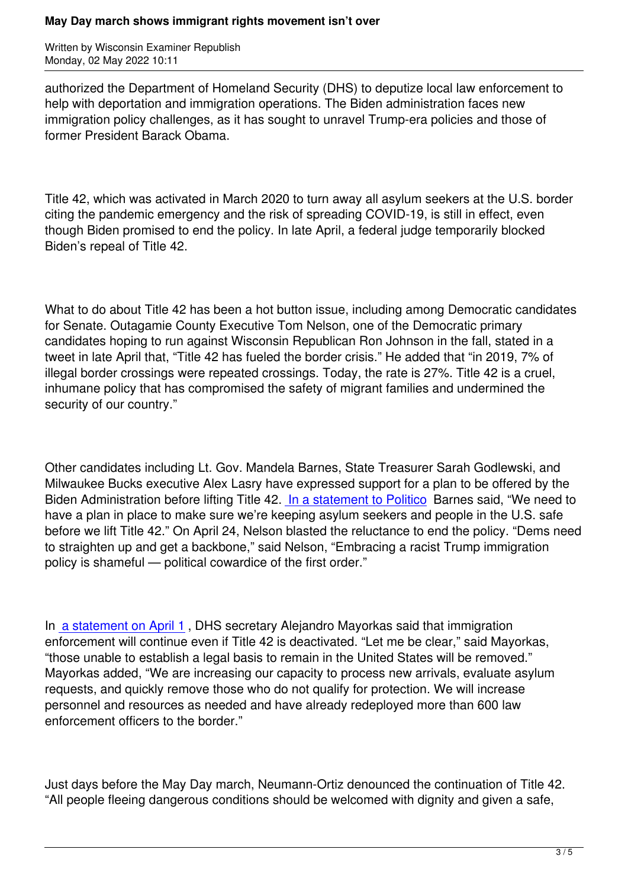authorized the Department of Homeland Security (DHS) to deputize local law enforcement to help with deportation and immigration operations. The Biden administration faces new immigration policy challenges, as it has sought to unravel Trump-era policies and those of former President Barack Obama.

Title 42, which was activated in March 2020 to turn away all asylum seekers at the U.S. border citing the pandemic emergency and the risk of spreading COVID-19, is still in effect, even though Biden promised to end the policy. In late April, a federal judge temporarily blocked Biden's repeal of Title 42.

What to do about Title 42 has been a hot button issue, including among Democratic candidates for Senate. Outagamie County Executive Tom Nelson, one of the Democratic primary candidates hoping to run against Wisconsin Republican Ron Johnson in the fall, stated in a tweet in late April that, "Title 42 has fueled the border crisis." He added that "in 2019, 7% of illegal border crossings were repeated crossings. Today, the rate is 27%. Title 42 is a cruel, inhumane policy that has compromised the safety of migrant families and undermined the security of our country."

Other candidates including Lt. Gov. Mandela Barnes, State Treasurer Sarah Godlewski, and Milwaukee Bucks executive Alex Lasry have expressed support for a plan to be offered by the Biden Administration before lifting Title 42. In a statement to Politico Barnes said, "We need to have a plan in place to make sure we're keeping asylum seekers and people in the U.S. safe before we lift Title 42." On April 24, Nelson blasted the reluctance to end the policy. "Dems need to straighten up and get a backbone," said Nelson, "Embracing a racist Trump immigration policy is shameful — political cowardice of the first order."

In a statement on April 1, DHS secretary Alejandro Mayorkas said that immigration enforcement will continue even if Title 42 is deactivated. "Let me be clear," said Mayorkas, "those unable to establish a legal basis to remain in the United States will be removed." Mayorkas added, "We are increasing our capacity to process new arrivals, evaluate asylum requests, and quickly remove those who do not qualify for protection. We will increase personnel and resources as needed and have already redeployed more than 600 law enforcement officers to the border."

Just days before the May Day march, Neumann-Ortiz denounced the continuation of Title 42. "All people fleeing dangerous conditions should be welcomed with dignity and given a safe,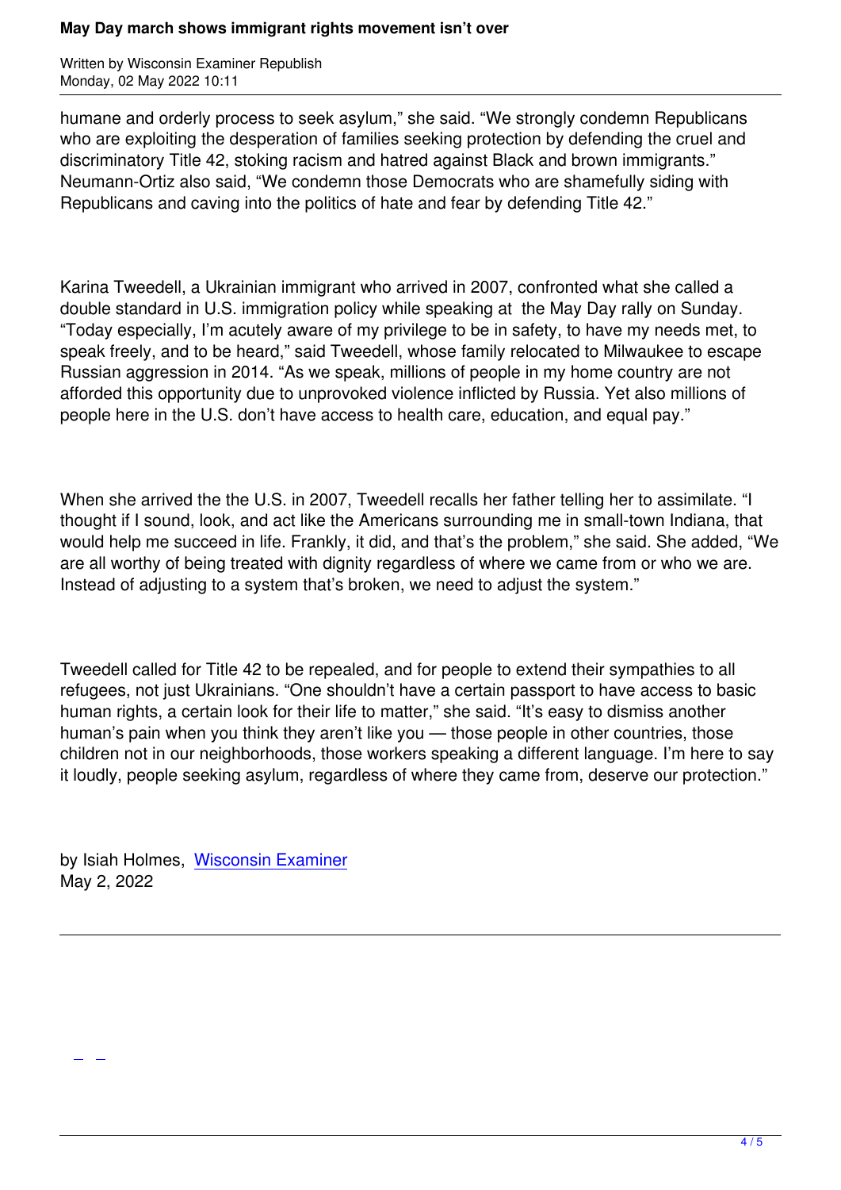humane and orderly process to seek asylum," she said. "We strongly condemn Republicans who are exploiting the desperation of families seeking protection by defending the cruel and discriminatory Title 42, stoking racism and hatred against Black and brown immigrants." Neumann-Ortiz also said, "We condemn those Democrats who are shamefully siding with Republicans and caving into the politics of hate and fear by defending Title 42."

Karina Tweedell, a Ukrainian immigrant who arrived in 2007, confronted what she called a double standard in U.S. immigration policy while speaking at the May Day rally on Sunday. "Today especially, I'm acutely aware of my privilege to be in safety, to have my needs met, to speak freely, and to be heard," said Tweedell, whose family relocated to Milwaukee to escape Russian aggression in 2014. "As we speak, millions of people in my home country are not afforded this opportunity due to unprovoked violence inflicted by Russia. Yet also millions of people here in the U.S. don't have access to health care, education, and equal pay."

When she arrived the the U.S. in 2007, Tweedell recalls her father telling her to assimilate. "I thought if I sound, look, and act like the Americans surrounding me in small-town Indiana, that would help me succeed in life. Frankly, it did, and that's the problem," she said. She added, "We are all worthy of being treated with dignity regardless of where we came from or who we are. Instead of adjusting to a system that's broken, we need to adjust the system."

Tweedell called for Title 42 to be repealed, and for people to extend their sympathies to all refugees, not just Ukrainians. "One shouldn't have a certain passport to have access to basic human rights, a certain look for their life to matter," she said. "It's easy to dismiss another human's pain when you think they aren't like you — those people in other countries, those children not in our neighborhoods, those workers speaking a different language. I'm here to say it loudly, people seeking asylum, regardless of where they came from, deserve our protection."

by Isiah Holmes, Wisconsin Examiner
May 2, 2022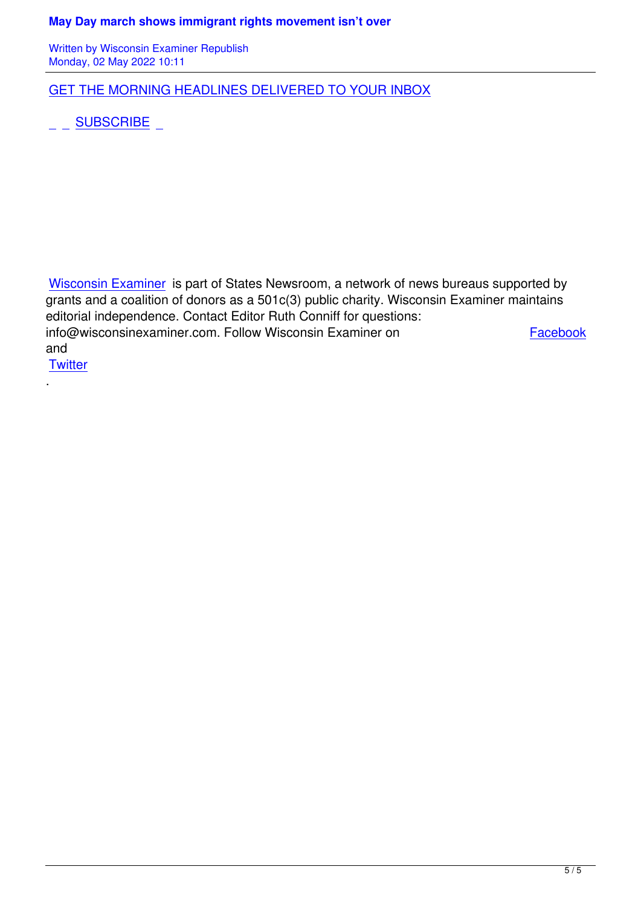GET THE MORNING HEADLINES DELIVERED TO YOUR INBOX

_ _ SUBSCRIBE _

Wisconsin Examiner is part of States Newsroom, a network of news bureaus supported by grants and a coalition of donors as a 501c(3) public charity. Wisconsin Examiner maintains editorial independence. Contact Editor Ruth Conniff for questions: info@wisconsinexaminer.com. Follow Wisconsin Examiner on Facebook and Twitter.